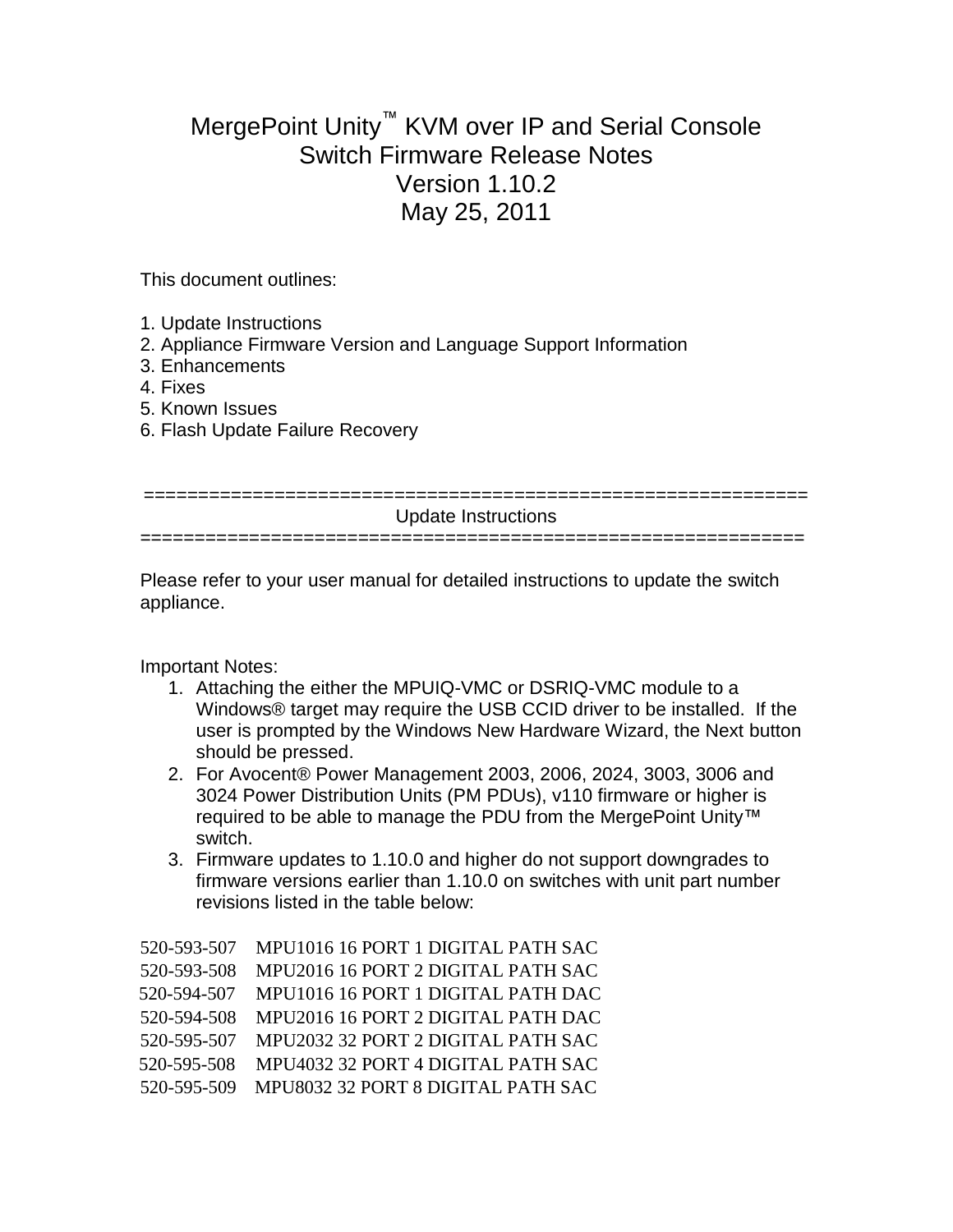# MergePoint Unity™ KVM over IP and Serial Console Switch Firmware Release Notes
# Version 1.10.2
# May 25, 2011

This document outlines:

1. Update Instructions
2. Appliance Firmware Version and Language Support Information
3. Enhancements
4. Fixes
5. Known Issues
6. Flash Update Failure Recovery

=============================================================

## Update Instructions

=============================================================

Please refer to your user manual for detailed instructions to update the switch appliance.

Important Notes:

1. Attaching the either the MPUIQ-VMC or DSRIQ-VMC module to a Windows® target may require the USB CCID driver to be installed. If the user is prompted by the Windows New Hardware Wizard, the Next button should be pressed.
2. For Avocent® Power Management 2003, 2006, 2024, 3003, 3006 and 3024 Power Distribution Units (PM PDUs), v110 firmware or higher is required to be able to manage the PDU from the MergePoint Unity™ switch.
3. Firmware updates to 1.10.0 and higher do not support downgrades to firmware versions earlier than 1.10.0 on switches with unit part number revisions listed in the table below:

| | |
|---|---|
| 520-593-507 | MPU1016 16 PORT 1 DIGITAL PATH SAC |
| 520-593-508 | MPU2016 16 PORT 2 DIGITAL PATH SAC |
| 520-594-507 | MPU1016 16 PORT 1 DIGITAL PATH DAC |
| 520-594-508 | MPU2016 16 PORT 2 DIGITAL PATH DAC |
| 520-595-507 | MPU2032 32 PORT 2 DIGITAL PATH SAC |
| 520-595-508 | MPU4032 32 PORT 4 DIGITAL PATH SAC |
| 520-595-509 | MPU8032 32 PORT 8 DIGITAL PATH SAC |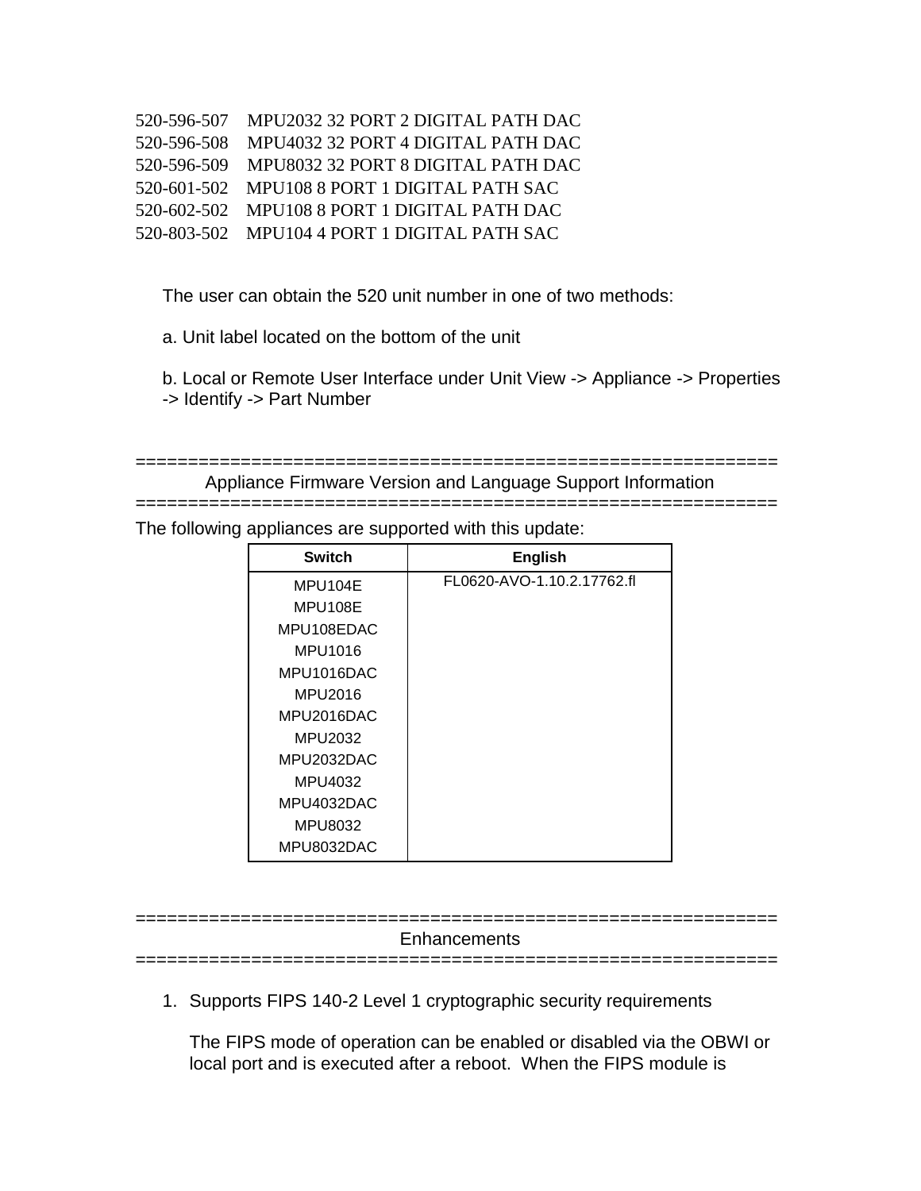520-596-507    MPU2032 32 PORT 2 DIGITAL PATH DAC
520-596-508    MPU4032 32 PORT 4 DIGITAL PATH DAC
520-596-509    MPU8032 32 PORT 8 DIGITAL PATH DAC
520-601-502    MPU108 8 PORT 1 DIGITAL PATH SAC
520-602-502    MPU108 8 PORT 1 DIGITAL PATH DAC
520-803-502    MPU104 4 PORT 1 DIGITAL PATH SAC

The user can obtain the 520 unit number in one of two methods:

a. Unit label located on the bottom of the unit

b. Local or Remote User Interface under Unit View -> Appliance -> Properties -> Identify -> Part Number

============================================================

## Appliance Firmware Version and Language Support Information

============================================================

The following appliances are supported with this update:

| Switch | English |
|---|---|
| MPU104E<br>MPU108E<br>MPU108EDAC<br>MPU1016<br>MPU1016DAC<br>MPU2016<br>MPU2016DAC<br>MPU2032<br>MPU2032DAC<br>MPU4032<br>MPU4032DAC<br>MPU8032<br>MPU8032DAC | FL0620-AVO-1.10.2.17762.fl |

============================================================

## Enhancements

============================================================

1. Supports FIPS 140-2 Level 1 cryptographic security requirements

   The FIPS mode of operation can be enabled or disabled via the OBWI or local port and is executed after a reboot. When the FIPS module is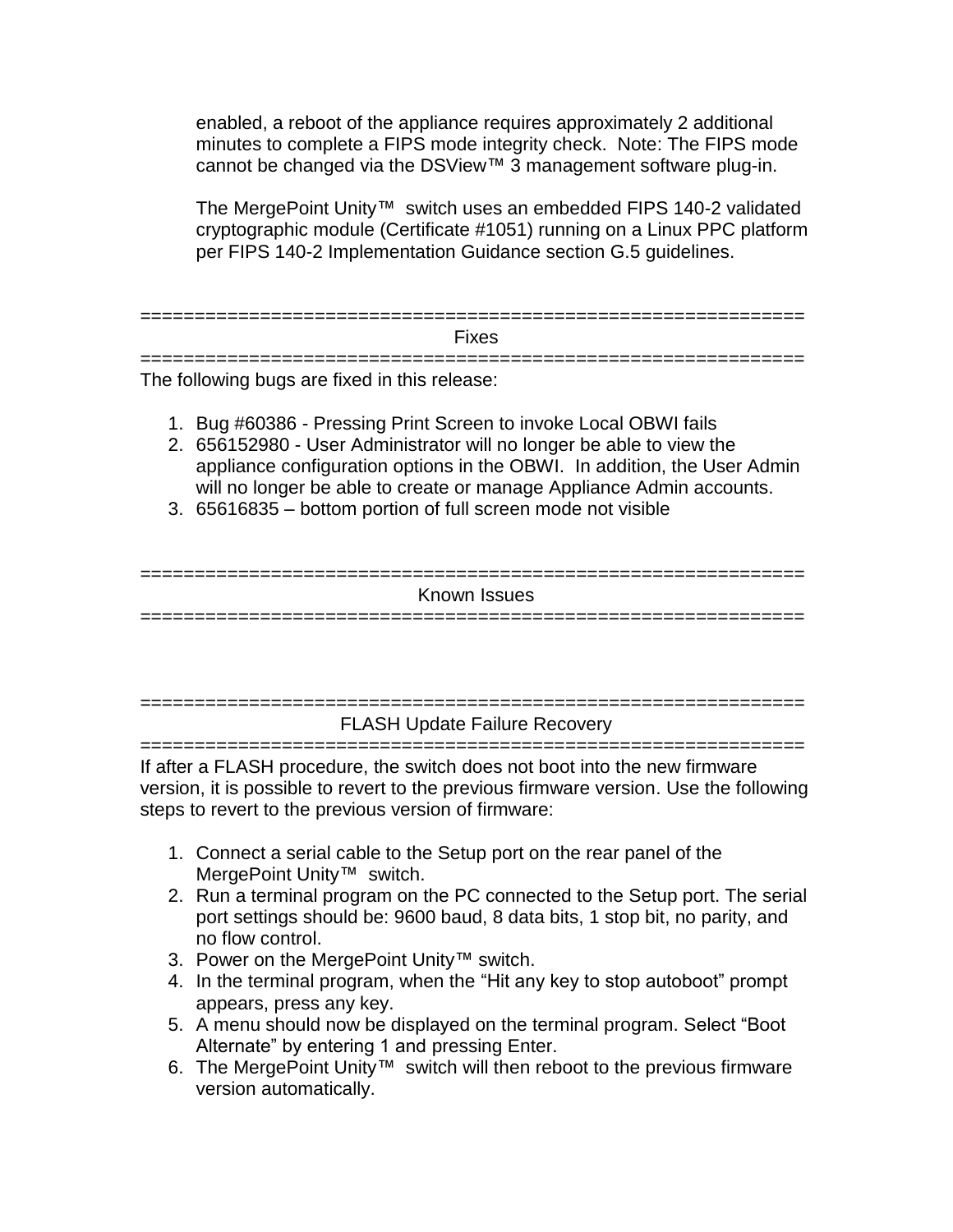enabled, a reboot of the appliance requires approximately 2 additional minutes to complete a FIPS mode integrity check. Note: The FIPS mode cannot be changed via the DSView™ 3 management software plug-in.

The MergePoint Unity™ switch uses an embedded FIPS 140-2 validated cryptographic module (Certificate #1051) running on a Linux PPC platform per FIPS 140-2 Implementation Guidance section G.5 guidelines.

=============================================================

## Fixes

=============================================================

The following bugs are fixed in this release:

1. Bug #60386 - Pressing Print Screen to invoke Local OBWI fails
2. 656152980 - User Administrator will no longer be able to view the appliance configuration options in the OBWI. In addition, the User Admin will no longer be able to create or manage Appliance Admin accounts.
3. 65616835 – bottom portion of full screen mode not visible

=============================================================

## Known Issues

=============================================================

=============================================================

## FLASH Update Failure Recovery

=============================================================

If after a FLASH procedure, the switch does not boot into the new firmware version, it is possible to revert to the previous firmware version. Use the following steps to revert to the previous version of firmware:

1. Connect a serial cable to the Setup port on the rear panel of the MergePoint Unity™ switch.
2. Run a terminal program on the PC connected to the Setup port. The serial port settings should be: 9600 baud, 8 data bits, 1 stop bit, no parity, and no flow control.
3. Power on the MergePoint Unity™ switch.
4. In the terminal program, when the “Hit any key to stop autoboot” prompt appears, press any key.
5. A menu should now be displayed on the terminal program. Select “Boot Alternate” by entering 1 and pressing Enter.
6. The MergePoint Unity™ switch will then reboot to the previous firmware version automatically.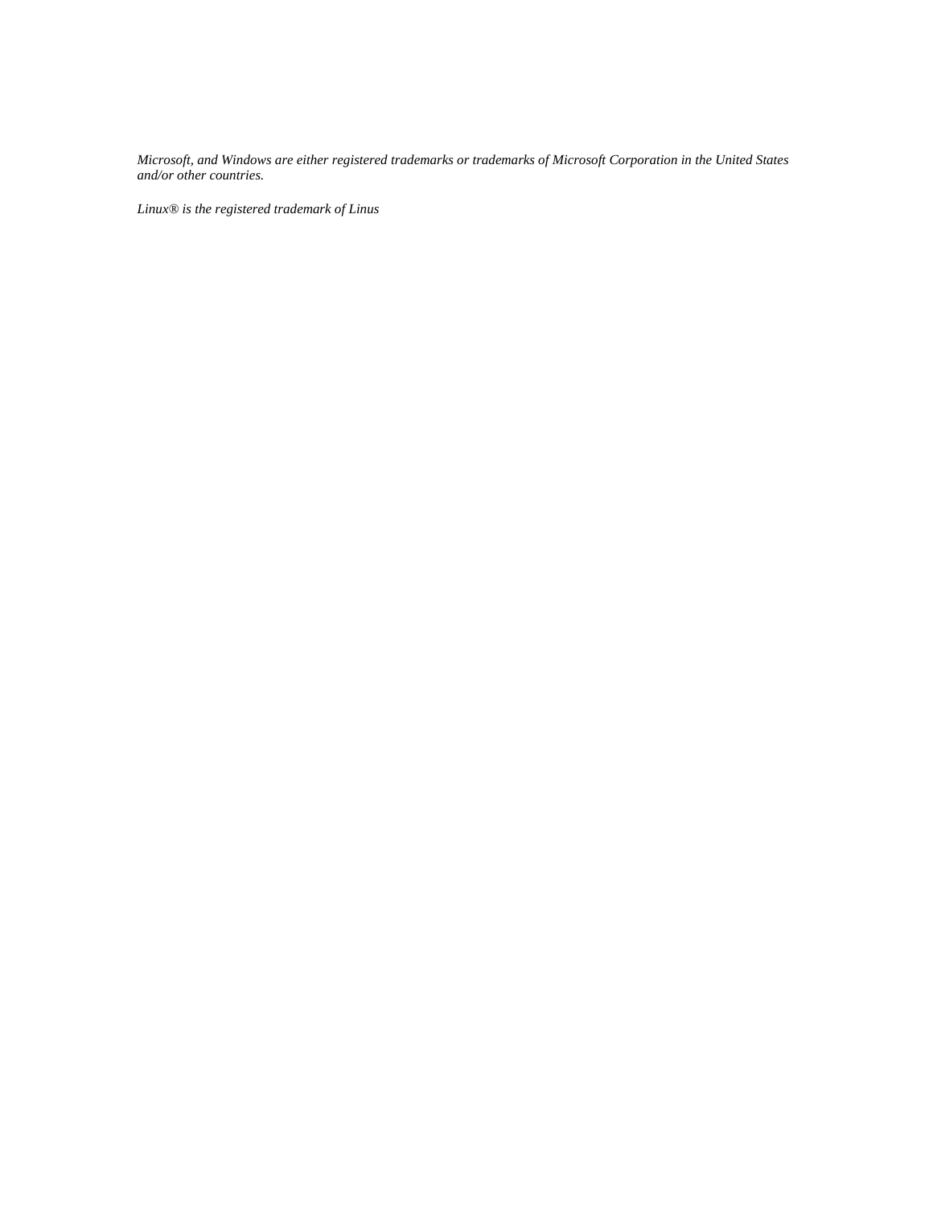*Microsoft, and Windows are either registered trademarks or trademarks of Microsoft Corporation in the United States and/or other countries.*

*Linux® is the registered trademark of Linus*